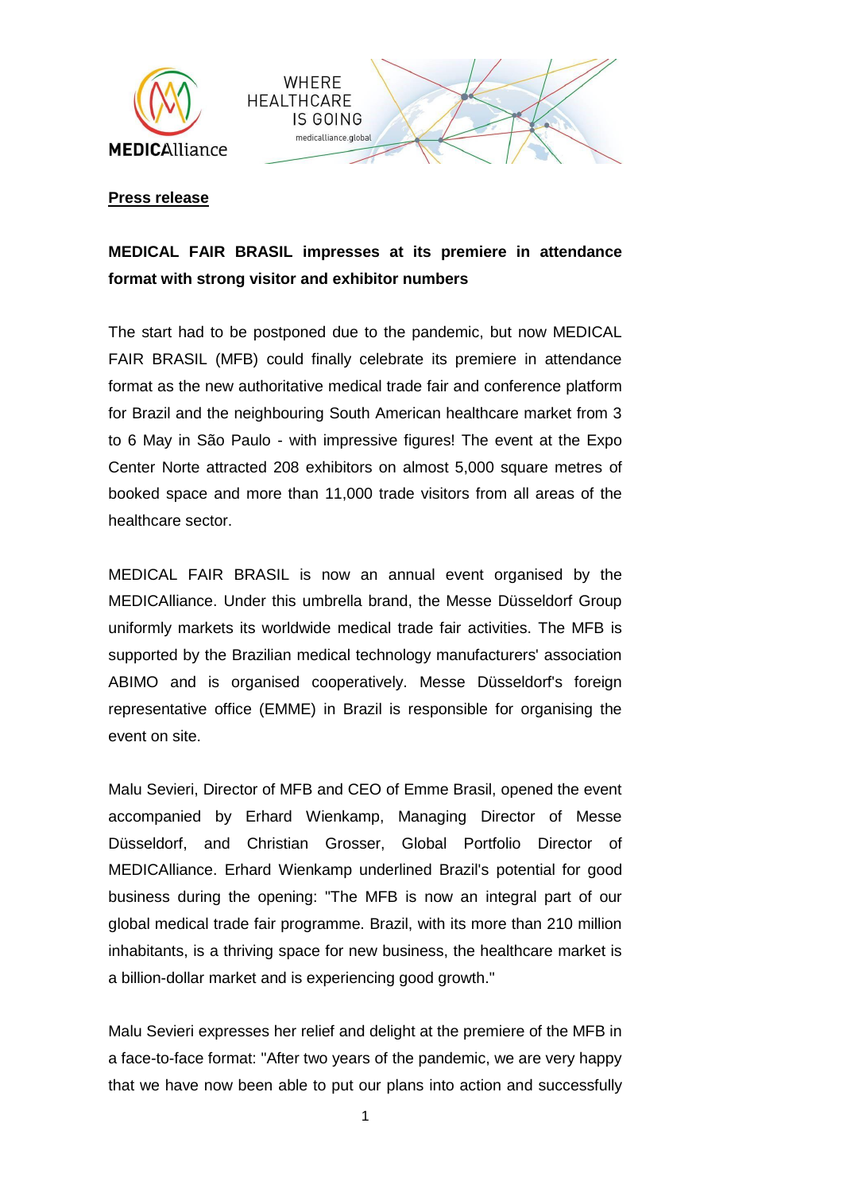MEDICAlliance

WHERE HEALTHCARE IS GOING

medicalliance.global

**Press release**

**MEDICAL FAIR BRASIL impresses at its premiere in attendance format with strong visitor and exhibitor numbers**

The start had to be postponed due to the pandemic, but now MEDICAL FAIR BRASIL (MFB) could finally celebrate its premiere in attendance format as the new authoritative medical trade fair and conference platform for Brazil and the neighbouring South American healthcare market from 3 to 6 May in São Paulo - with impressive figures! The event at the Expo Center Norte attracted 208 exhibitors on almost 5,000 square metres of booked space and more than 11,000 trade visitors from all areas of the healthcare sector.

MEDICAL FAIR BRASIL is now an annual event organised by the MEDICAlliance. Under this umbrella brand, the Messe Düsseldorf Group uniformly markets its worldwide medical trade fair activities. The MFB is supported by the Brazilian medical technology manufacturers' association ABIMO and is organised cooperatively. Messe Düsseldorf's foreign representative office (EMME) in Brazil is responsible for organising the event on site.

Malu Sevieri, Director of MFB and CEO of Emme Brasil, opened the event accompanied by Erhard Wienkamp, Managing Director of Messe Düsseldorf, and Christian Grosser, Global Portfolio Director of MEDICAlliance. Erhard Wienkamp underlined Brazil's potential for good business during the opening: "The MFB is now an integral part of our global medical trade fair programme. Brazil, with its more than 210 million inhabitants, is a thriving space for new business, the healthcare market is a billion-dollar market and is experiencing good growth."

Malu Sevieri expresses her relief and delight at the premiere of the MFB in a face-to-face format: "After two years of the pandemic, we are very happy that we have now been able to put our plans into action and successfully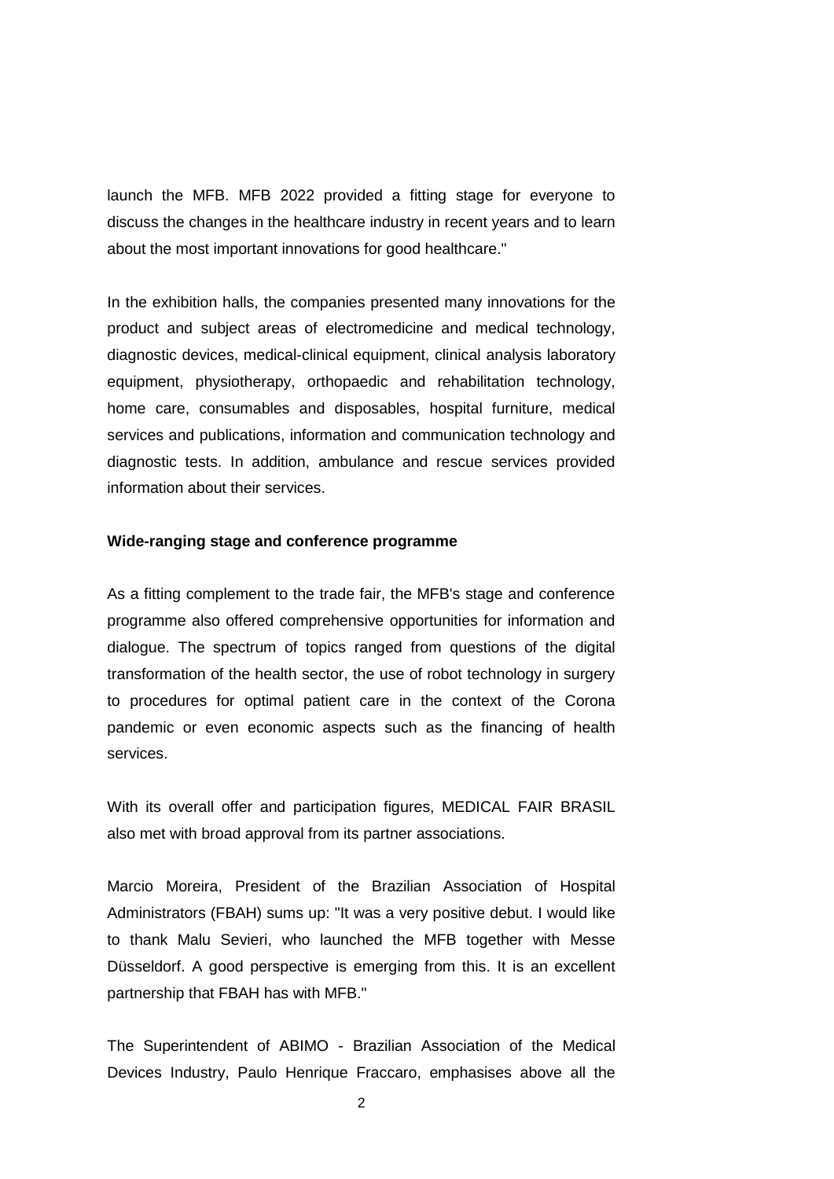launch the MFB. MFB 2022 provided a fitting stage for everyone to discuss the changes in the healthcare industry in recent years and to learn about the most important innovations for good healthcare."

In the exhibition halls, the companies presented many innovations for the product and subject areas of electromedicine and medical technology, diagnostic devices, medical-clinical equipment, clinical analysis laboratory equipment, physiotherapy, orthopaedic and rehabilitation technology, home care, consumables and disposables, hospital furniture, medical services and publications, information and communication technology and diagnostic tests. In addition, ambulance and rescue services provided information about their services.

**Wide-ranging stage and conference programme**

As a fitting complement to the trade fair, the MFB's stage and conference programme also offered comprehensive opportunities for information and dialogue. The spectrum of topics ranged from questions of the digital transformation of the health sector, the use of robot technology in surgery to procedures for optimal patient care in the context of the Corona pandemic or even economic aspects such as the financing of health services.

With its overall offer and participation figures, MEDICAL FAIR BRASIL also met with broad approval from its partner associations.

Marcio Moreira, President of the Brazilian Association of Hospital Administrators (FBAH) sums up: "It was a very positive debut. I would like to thank Malu Sevieri, who launched the MFB together with Messe Düsseldorf. A good perspective is emerging from this. It is an excellent partnership that FBAH has with MFB."

The Superintendent of ABIMO - Brazilian Association of the Medical Devices Industry, Paulo Henrique Fraccaro, emphasises above all the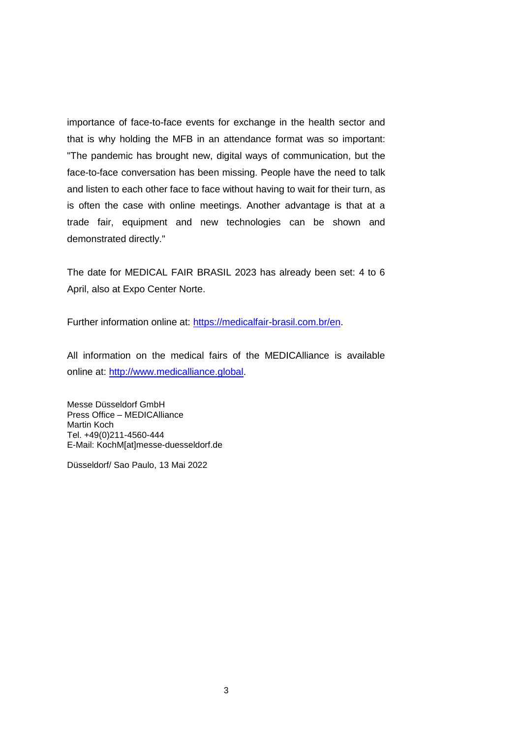importance of face-to-face events for exchange in the health sector and that is why holding the MFB in an attendance format was so important: "The pandemic has brought new, digital ways of communication, but the face-to-face conversation has been missing. People have the need to talk and listen to each other face to face without having to wait for their turn, as is often the case with online meetings. Another advantage is that at a trade fair, equipment and new technologies can be shown and demonstrated directly."

The date for MEDICAL FAIR BRASIL 2023 has already been set: 4 to 6 April, also at Expo Center Norte.

Further information online at: [https://medicalfair-brasil.com.br/en](https://medicalfair-brasil.com.br/en).

All information on the medical fairs of the MEDICAlliance is available online at: [http://www.medicalliance.global](http://www.medicalliance.global).

Messe Düsseldorf GmbH
Press Office – MEDICAlliance
Martin Koch
Tel. +49(0)211-4560-444
E-Mail: KochM[at]messe-duesseldorf.de

Düsseldorf/ Sao Paulo, 13 Mai 2022